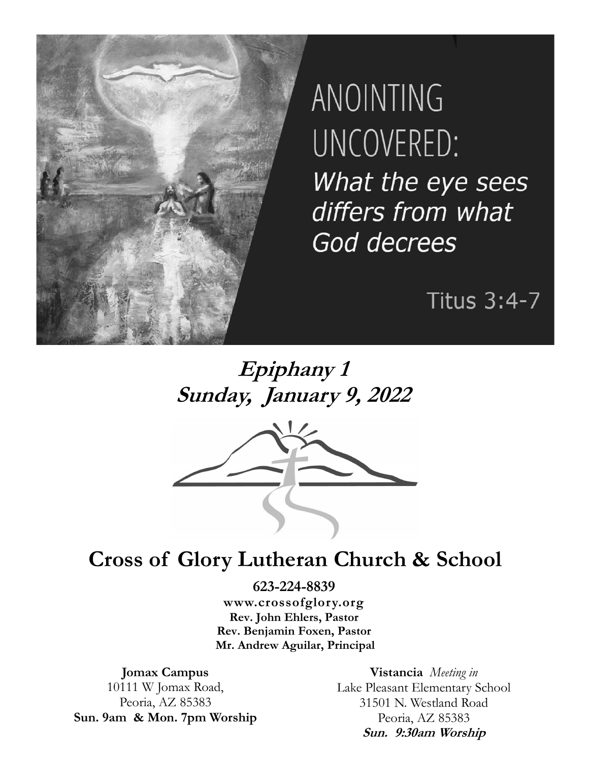ANOINTING UNCOVERED:

*What the eye sees differs from what God decrees*

Titus 3:4-7

## *Epiphany 1*
## *Sunday, January 9, 2022*

# Cross of Glory Lutheran Church & School

**623-224-8839**
**www.crossofglory.org**
**Rev. John Ehlers, Pastor**
**Rev. Benjamin Foxen, Pastor**
**Mr. Andrew Aguilar, Principal**

**Jomax Campus**
10111 W Jomax Road,
Peoria, AZ 85383
**Sun. 9am & Mon. 7pm Worship**

**Vistancia** *Meeting in*
Lake Pleasant Elementary School
31501 N. Westland Road
Peoria, AZ 85383
***Sun. 9:30am Worship***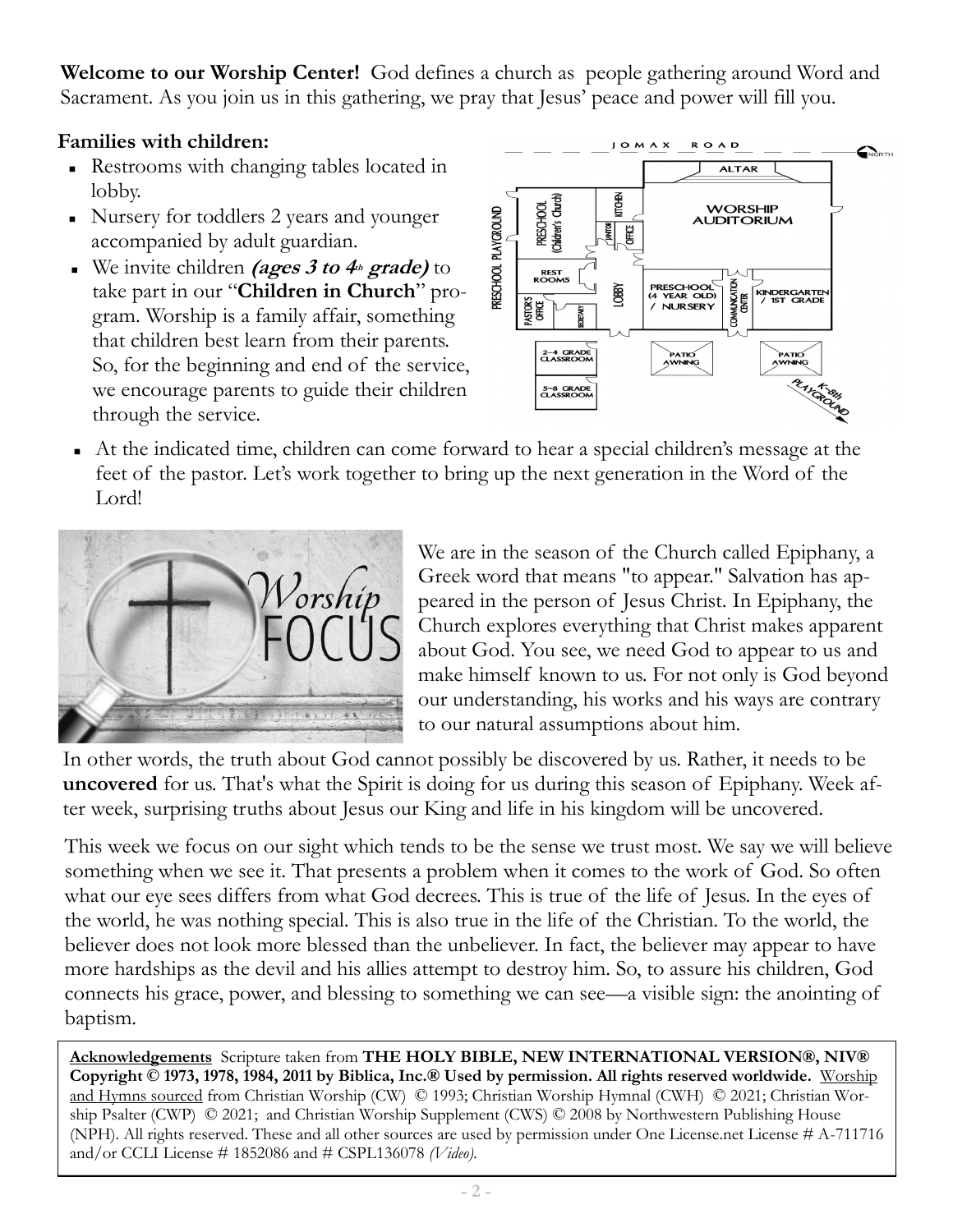**Welcome to our Worship Center!** God defines a church as people gathering around Word and Sacrament. As you join us in this gathering, we pray that Jesus' peace and power will fill you.

**Families with children:**

- Restrooms with changing tables located in lobby.
- Nursery for toddlers 2 years and younger accompanied by adult guardian.
- We invite children ***(ages 3 to 4th grade)*** to take part in our "**Children in Church**" program. Worship is a family affair, something that children best learn from their parents. So, for the beginning and end of the service, we encourage parents to guide their children through the service.
- At the indicated time, children can come forward to hear a special children's message at the feet of the pastor. Let's work together to bring up the next generation in the Word of the Lord!

We are in the season of the Church called Epiphany, a Greek word that means "to appear." Salvation has appeared in the person of Jesus Christ. In Epiphany, the Church explores everything that Christ makes apparent about God. You see, we need God to appear to us and make himself known to us. For not only is God beyond our understanding, his works and his ways are contrary to our natural assumptions about him.

In other words, the truth about God cannot possibly be discovered by us. Rather, it needs to be **uncovered** for us. That's what the Spirit is doing for us during this season of Epiphany. Week after week, surprising truths about Jesus our King and life in his kingdom will be uncovered.

This week we focus on our sight which tends to be the sense we trust most. We say we will believe something when we see it. That presents a problem when it comes to the work of God. So often what our eye sees differs from what God decrees. This is true of the life of Jesus. In the eyes of the world, he was nothing special. This is also true in the life of the Christian. To the world, the believer does not look more blessed than the unbeliever. In fact, the believer may appear to have more hardships as the devil and his allies attempt to destroy him. So, to assure his children, God connects his grace, power, and blessing to something we can see—a visible sign: the anointing of baptism.

**Acknowledgements** Scripture taken from **THE HOLY BIBLE, NEW INTERNATIONAL VERSION®, NIV® Copyright © 1973, 1978, 1984, 2011 by Biblica, Inc.® Used by permission. All rights reserved worldwide.** Worship and Hymns sourced from Christian Worship (CW) © 1993; Christian Worship Hymnal (CWH) © 2021; Christian Worship Psalter (CWP) © 2021; and Christian Worship Supplement (CWS) © 2008 by Northwestern Publishing House (NPH). All rights reserved. These and all other sources are used by permission under One License.net License # A-711716 and/or CCLI License # 1852086 and # CSPL136078 *(Video).*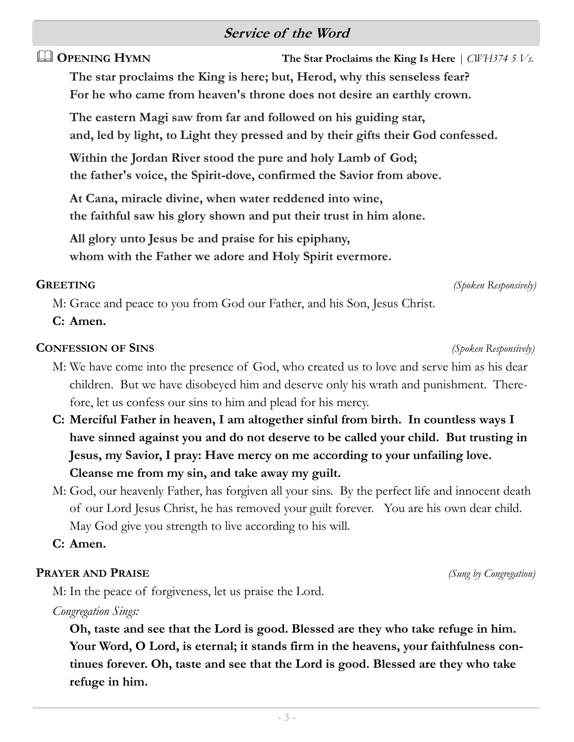## Service of the Word

📖 **Opening Hymn** — **The Star Proclaims the King Is Here** | *CWH374 5 Vs.*

**The star proclaims the King is here; but, Herod, why this senseless fear?
For he who came from heaven's throne does not desire an earthly crown.**

**The eastern Magi saw from far and followed on his guiding star,
and, led by light, to Light they pressed and by their gifts their God confessed.**

**Within the Jordan River stood the pure and holy Lamb of God;
the father's voice, the Spirit-dove, confirmed the Savior from above.**

**At Cana, miracle divine, when water reddened into wine,
the faithful saw his glory shown and put their trust in him alone.**

**All glory unto Jesus be and praise for his epiphany,
whom with the Father we adore and Holy Spirit evermore.**

**Greeting** *(Spoken Responsively)*

M: Grace and peace to you from God our Father, and his Son, Jesus Christ.

**C: Amen.**

**Confession of Sins** *(Spoken Responsively)*

M: We have come into the presence of God, who created us to love and serve him as his dear children. But we have disobeyed him and deserve only his wrath and punishment. Therefore, let us confess our sins to him and plead for his mercy.

**C: Merciful Father in heaven, I am altogether sinful from birth. In countless ways I have sinned against you and do not deserve to be called your child. But trusting in Jesus, my Savior, I pray: Have mercy on me according to your unfailing love. Cleanse me from my sin, and take away my guilt.**

M: God, our heavenly Father, has forgiven all your sins. By the perfect life and innocent death of our Lord Jesus Christ, he has removed your guilt forever. You are his own dear child. May God give you strength to live according to his will.

**C: Amen.**

**Prayer and Praise** *(Sung by Congregation)*

M: In the peace of forgiveness, let us praise the Lord.

*Congregation Sings:*

**Oh, taste and see that the Lord is good. Blessed are they who take refuge in him. Your Word, O Lord, is eternal; it stands firm in the heavens, your faithfulness continues forever. Oh, taste and see that the Lord is good. Blessed are they who take refuge in him.**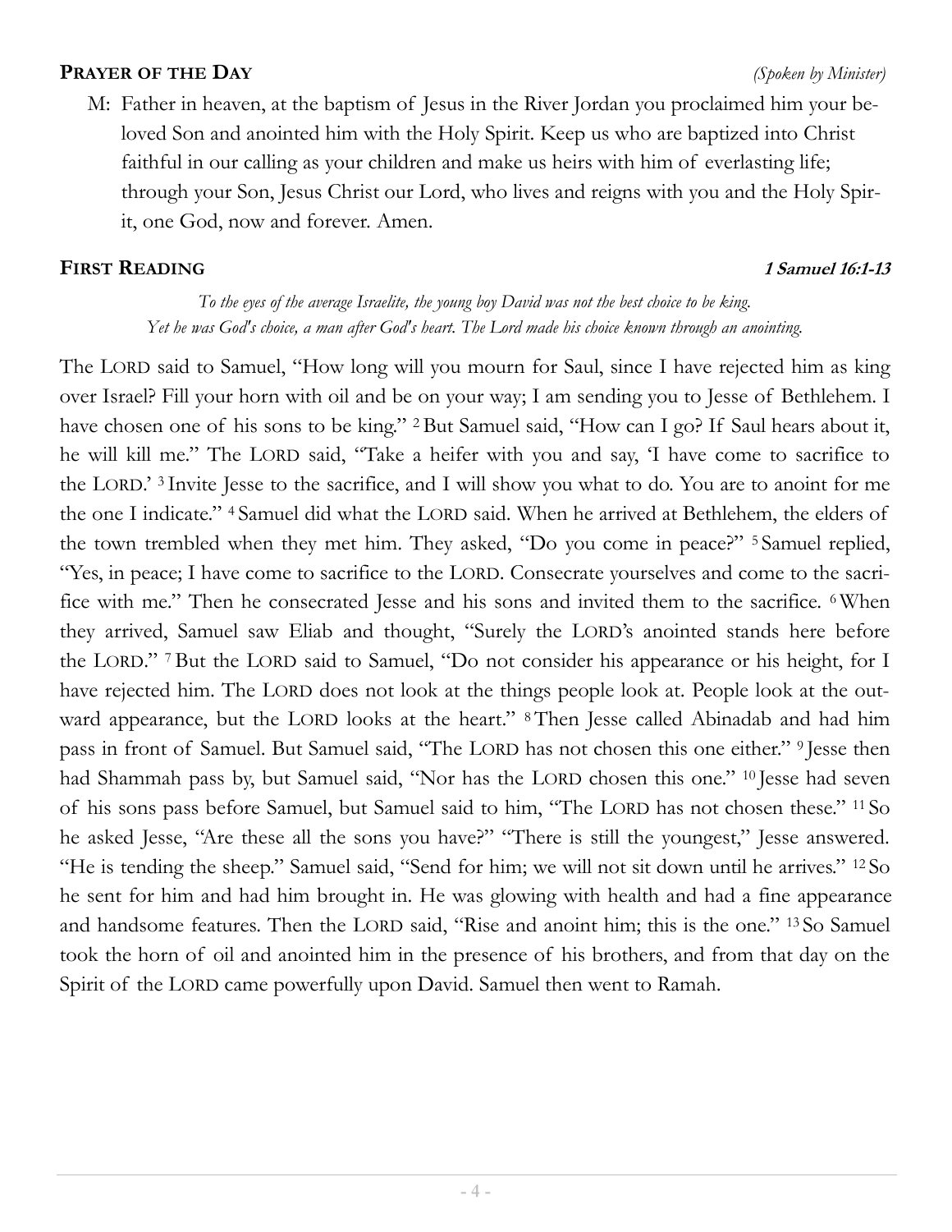## PRAYER OF THE DAY

*(Spoken by Minister)*

M: Father in heaven, at the baptism of Jesus in the River Jordan you proclaimed him your beloved Son and anointed him with the Holy Spirit. Keep us who are baptized into Christ faithful in our calling as your children and make us heirs with him of everlasting life; through your Son, Jesus Christ our Lord, who lives and reigns with you and the Holy Spirit, one God, now and forever. Amen.

## FIRST READING

***1 Samuel 16:1-13***

*To the eyes of the average Israelite, the young boy David was not the best choice to be king. Yet he was God's choice, a man after God's heart. The Lord made his choice known through an anointing.*

The LORD said to Samuel, "How long will you mourn for Saul, since I have rejected him as king over Israel? Fill your horn with oil and be on your way; I am sending you to Jesse of Bethlehem. I have chosen one of his sons to be king." [2] But Samuel said, "How can I go? If Saul hears about it, he will kill me." The LORD said, "Take a heifer with you and say, 'I have come to sacrifice to the LORD.' [3] Invite Jesse to the sacrifice, and I will show you what to do. You are to anoint for me the one I indicate." [4] Samuel did what the LORD said. When he arrived at Bethlehem, the elders of the town trembled when they met him. They asked, "Do you come in peace?" [5] Samuel replied, "Yes, in peace; I have come to sacrifice to the LORD. Consecrate yourselves and come to the sacrifice with me." Then he consecrated Jesse and his sons and invited them to the sacrifice. [6] When they arrived, Samuel saw Eliab and thought, "Surely the LORD's anointed stands here before the LORD." [7] But the LORD said to Samuel, "Do not consider his appearance or his height, for I have rejected him. The LORD does not look at the things people look at. People look at the outward appearance, but the LORD looks at the heart." [8] Then Jesse called Abinadab and had him pass in front of Samuel. But Samuel said, "The LORD has not chosen this one either." [9] Jesse then had Shammah pass by, but Samuel said, "Nor has the LORD chosen this one." [10] Jesse had seven of his sons pass before Samuel, but Samuel said to him, "The LORD has not chosen these." [11] So he asked Jesse, "Are these all the sons you have?" "There is still the youngest," Jesse answered. "He is tending the sheep." Samuel said, "Send for him; we will not sit down until he arrives." [12] So he sent for him and had him brought in. He was glowing with health and had a fine appearance and handsome features. Then the LORD said, "Rise and anoint him; this is the one." [13] So Samuel took the horn of oil and anointed him in the presence of his brothers, and from that day on the Spirit of the LORD came powerfully upon David. Samuel then went to Ramah.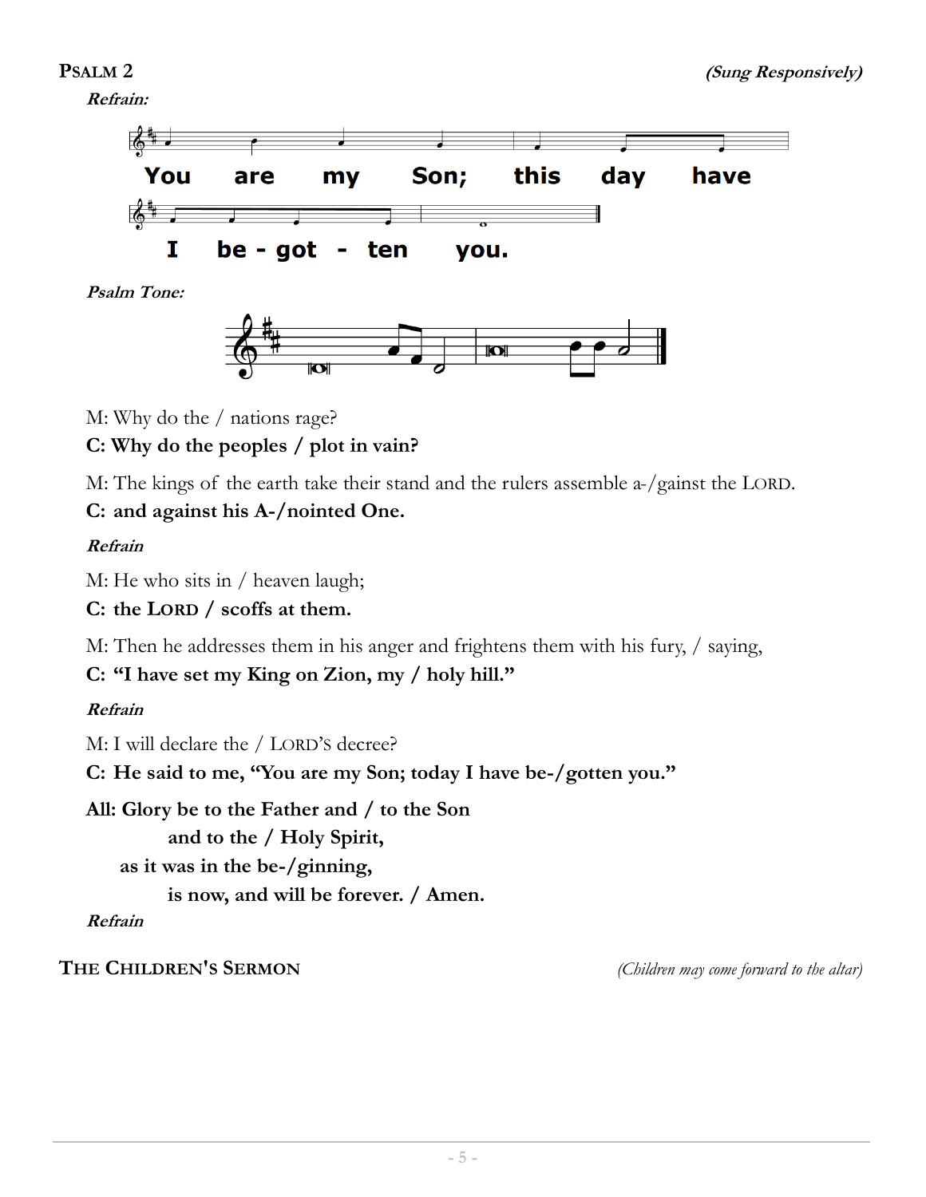**PSALM 2** *(Sung Responsively)*

***Refrain:***

You are my Son; this day have I be - got - ten you.

***Psalm Tone:***

M: Why do the / nations rage?

**C: Why do the peoples / plot in vain?**

M: The kings of the earth take their stand and the rulers assemble a-/gainst the LORD.

**C: and against his A-/nointed One.**

***Refrain***

M: He who sits in / heaven laugh;

**C: the LORD / scoffs at them.**

M: Then he addresses them in his anger and frightens them with his fury, / saying,

**C: "I have set my King on Zion, my / holy hill."**

***Refrain***

M: I will declare the / LORD'S decree?

**C: He said to me, "You are my Son; today I have be-/gotten you."**

**All: Glory be to the Father and / to the Son**
**and to the / Holy Spirit,**
**as it was in the be-/ginning,**
**is now, and will be forever. / Amen.**

***Refrain***

**THE CHILDREN'S SERMON** *(Children may come forward to the altar)*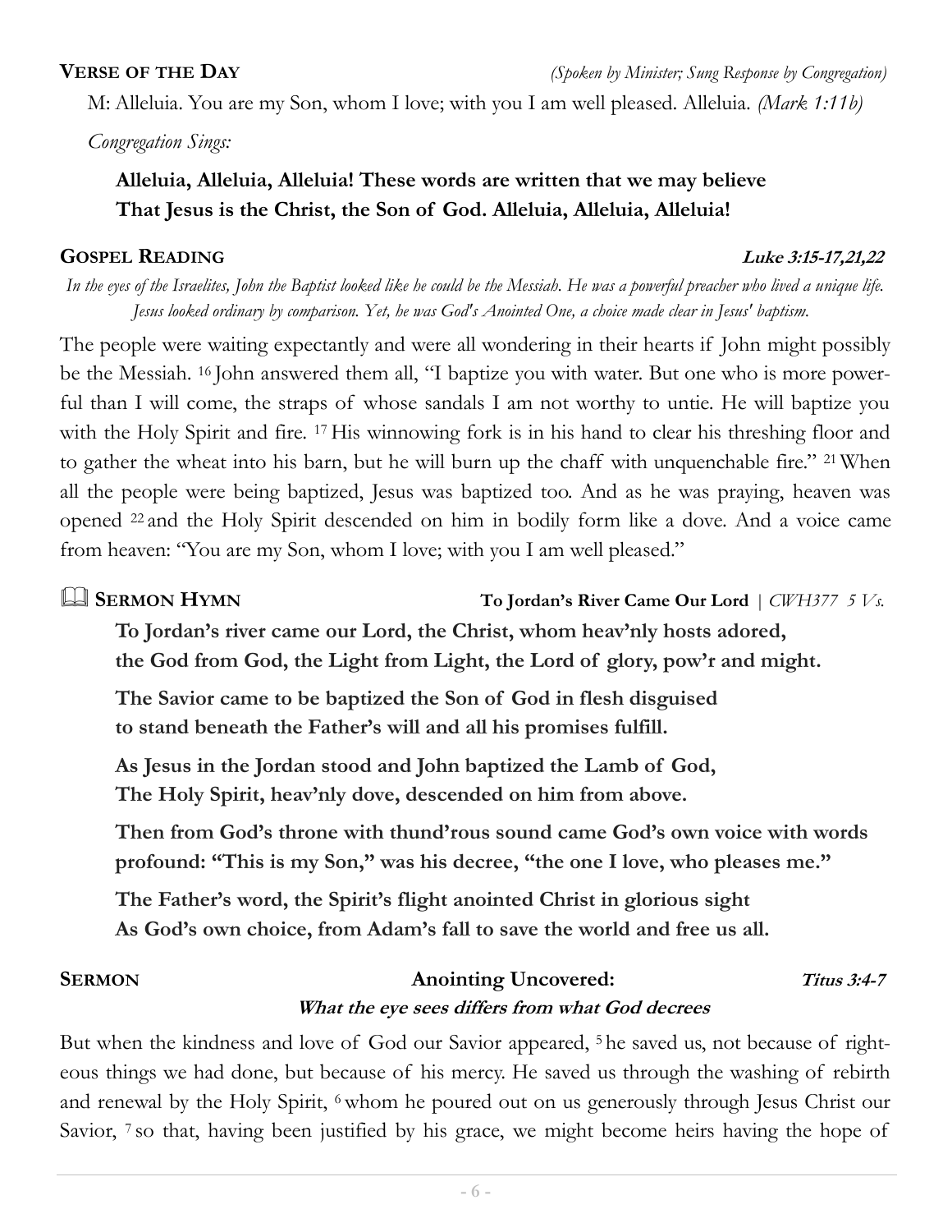**VERSE OF THE DAY** *(Spoken by Minister; Sung Response by Congregation)*

M: Alleluia. You are my Son, whom I love; with you I am well pleased. Alleluia. *(Mark 1:11b)*

*Congregation Sings:*

**Alleluia, Alleluia, Alleluia! These words are written that we may believe That Jesus is the Christ, the Son of God. Alleluia, Alleluia, Alleluia!**

**GOSPEL READING** ***Luke 3:15-17,21,22***

*In the eyes of the Israelites, John the Baptist looked like he could be the Messiah. He was a powerful preacher who lived a unique life. Jesus looked ordinary by comparison. Yet, he was God's Anointed One, a choice made clear in Jesus' baptism.*

The people were waiting expectantly and were all wondering in their hearts if John might possibly be the Messiah. 16 John answered them all, "I baptize you with water. But one who is more powerful than I will come, the straps of whose sandals I am not worthy to untie. He will baptize you with the Holy Spirit and fire. 17 His winnowing fork is in his hand to clear his threshing floor and to gather the wheat into his barn, but he will burn up the chaff with unquenchable fire." 21 When all the people were being baptized, Jesus was baptized too. And as he was praying, heaven was opened 22 and the Holy Spirit descended on him in bodily form like a dove. And a voice came from heaven: "You are my Son, whom I love; with you I am well pleased."

📖 **SERMON HYMN** **To Jordan's River Came Our Lord** | *CWH377 5 Vs.*

**To Jordan's river came our Lord, the Christ, whom heav'nly hosts adored, the God from God, the Light from Light, the Lord of glory, pow'r and might.**

**The Savior came to be baptized the Son of God in flesh disguised to stand beneath the Father's will and all his promises fulfill.**

**As Jesus in the Jordan stood and John baptized the Lamb of God, The Holy Spirit, heav'nly dove, descended on him from above.**

**Then from God's throne with thund'rous sound came God's own voice with words profound: "This is my Son," was his decree, "the one I love, who pleases me."**

**The Father's word, the Spirit's flight anointed Christ in glorious sight As God's own choice, from Adam's fall to save the world and free us all.**

**SERMON** **Anointing Uncovered:** ***Titus 3:4-7***

***What the eye sees differs from what God decrees***

But when the kindness and love of God our Savior appeared, 5 he saved us, not because of righteous things we had done, but because of his mercy. He saved us through the washing of rebirth and renewal by the Holy Spirit, 6 whom he poured out on us generously through Jesus Christ our Savior, 7 so that, having been justified by his grace, we might become heirs having the hope of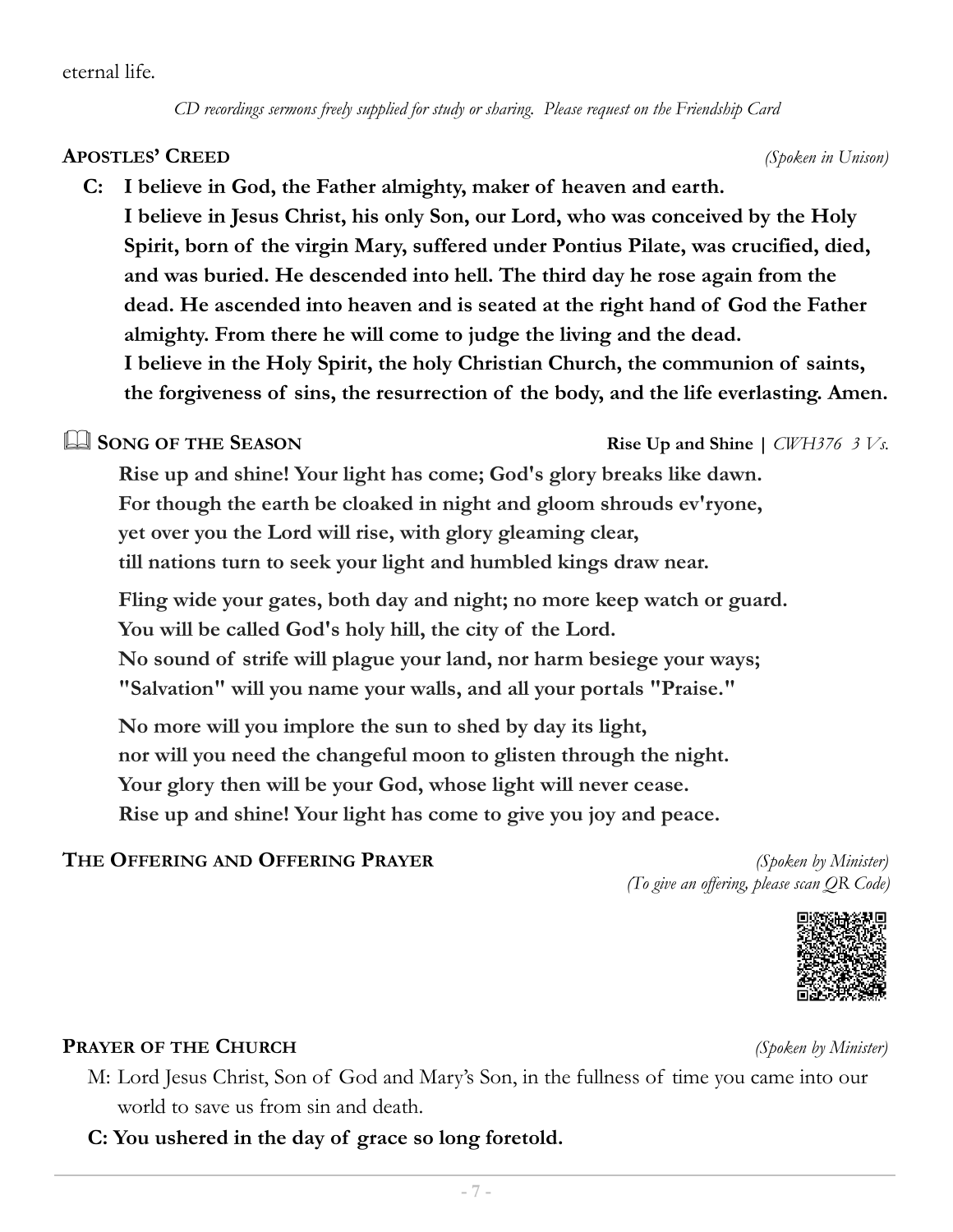eternal life.

*CD recordings sermons freely supplied for study or sharing. Please request on the Friendship Card*

## APOSTLES' CREED *(Spoken in Unison)*

**C: I believe in God, the Father almighty, maker of heaven and earth.**
**I believe in Jesus Christ, his only Son, our Lord, who was conceived by the Holy Spirit, born of the virgin Mary, suffered under Pontius Pilate, was crucified, died, and was buried. He descended into hell. The third day he rose again from the dead. He ascended into heaven and is seated at the right hand of God the Father almighty. From there he will come to judge the living and the dead.**
**I believe in the Holy Spirit, the holy Christian Church, the communion of saints, the forgiveness of sins, the resurrection of the body, and the life everlasting. Amen.**

## 📖 SONG OF THE SEASON — **Rise Up and Shine** | *CWH376 3 Vs.*

**Rise up and shine! Your light has come; God's glory breaks like dawn.**
**For though the earth be cloaked in night and gloom shrouds ev'ryone,**
**yet over you the Lord will rise, with glory gleaming clear,**
**till nations turn to seek your light and humbled kings draw near.**

**Fling wide your gates, both day and night; no more keep watch or guard.**
**You will be called God's holy hill, the city of the Lord.**
**No sound of strife will plague your land, nor harm besiege your ways;**
**"Salvation" will you name your walls, and all your portals "Praise."**

**No more will you implore the sun to shed by day its light,**
**nor will you need the changeful moon to glisten through the night.**
**Your glory then will be your God, whose light will never cease.**
**Rise up and shine! Your light has come to give you joy and peace.**

## THE OFFERING AND OFFERING PRAYER *(Spoken by Minister)*

*(To give an offering, please scan QR Code)*

## PRAYER OF THE CHURCH *(Spoken by Minister)*

M: Lord Jesus Christ, Son of God and Mary's Son, in the fullness of time you came into our world to save us from sin and death.

**C: You ushered in the day of grace so long foretold.**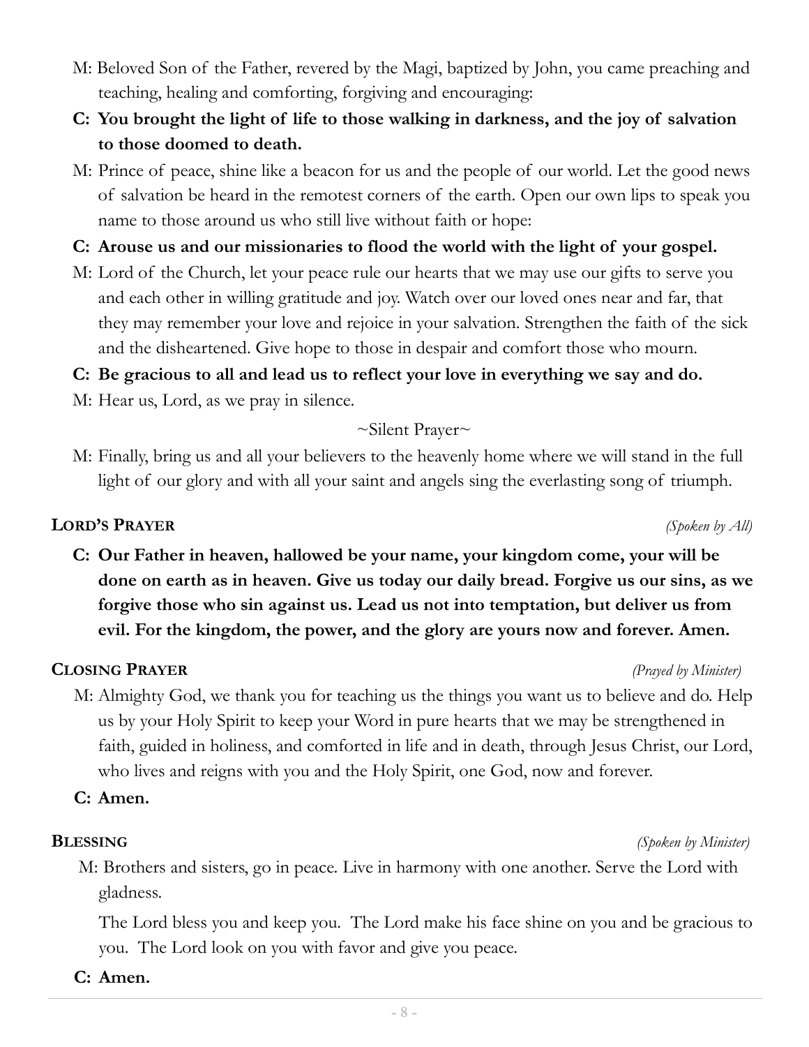M: Beloved Son of the Father, revered by the Magi, baptized by John, you came preaching and teaching, healing and comforting, forgiving and encouraging:

**C: You brought the light of life to those walking in darkness, and the joy of salvation to those doomed to death.**

M: Prince of peace, shine like a beacon for us and the people of our world. Let the good news of salvation be heard in the remotest corners of the earth. Open our own lips to speak you name to those around us who still live without faith or hope:

**C: Arouse us and our missionaries to flood the world with the light of your gospel.**

M: Lord of the Church, let your peace rule our hearts that we may use our gifts to serve you and each other in willing gratitude and joy. Watch over our loved ones near and far, that they may remember your love and rejoice in your salvation. Strengthen the faith of the sick and the disheartened. Give hope to those in despair and comfort those who mourn.

**C: Be gracious to all and lead us to reflect your love in everything we say and do.**

M: Hear us, Lord, as we pray in silence.

~Silent Prayer~

M: Finally, bring us and all your believers to the heavenly home where we will stand in the full light of our glory and with all your saint and angels sing the everlasting song of triumph.

## LORD'S PRAYER *(Spoken by All)*

**C: Our Father in heaven, hallowed be your name, your kingdom come, your will be done on earth as in heaven. Give us today our daily bread. Forgive us our sins, as we forgive those who sin against us. Lead us not into temptation, but deliver us from evil. For the kingdom, the power, and the glory are yours now and forever. Amen.**

## CLOSING PRAYER *(Prayed by Minister)*

M: Almighty God, we thank you for teaching us the things you want us to believe and do. Help us by your Holy Spirit to keep your Word in pure hearts that we may be strengthened in faith, guided in holiness, and comforted in life and in death, through Jesus Christ, our Lord, who lives and reigns with you and the Holy Spirit, one God, now and forever.

**C: Amen.**

## BLESSING *(Spoken by Minister)*

M: Brothers and sisters, go in peace. Live in harmony with one another. Serve the Lord with gladness.

The Lord bless you and keep you. The Lord make his face shine on you and be gracious to you. The Lord look on you with favor and give you peace.

**C: Amen.**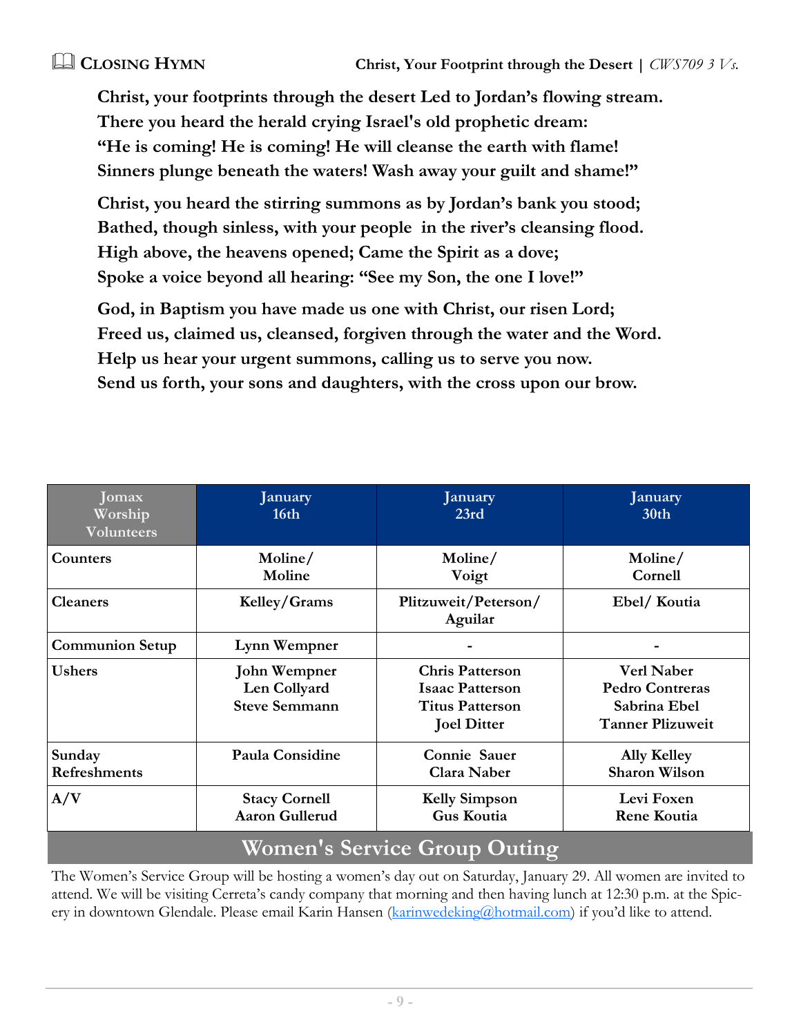## Closing Hymn

**Christ, Your Footprint through the Desert** | *CWS709 3 Vs.*

**Christ, your footprints through the desert Led to Jordan's flowing stream.**
**There you heard the herald crying Israel's old prophetic dream:**
**"He is coming! He is coming! He will cleanse the earth with flame!**
**Sinners plunge beneath the waters! Wash away your guilt and shame!"**

**Christ, you heard the stirring summons as by Jordan's bank you stood;**
**Bathed, though sinless, with your people in the river's cleansing flood.**
**High above, the heavens opened; Came the Spirit as a dove;**
**Spoke a voice beyond all hearing: "See my Son, the one I love!"**

**God, in Baptism you have made us one with Christ, our risen Lord;**
**Freed us, claimed us, cleansed, forgiven through the water and the Word.**
**Help us hear your urgent summons, calling us to serve you now.**
**Send us forth, your sons and daughters, with the cross upon our brow.**

| Jomax Worship Volunteers | January 16th | January 23rd | January 30th |
|---|---|---|---|
| Counters | Moline/ Moline | Moline/ Voigt | Moline/ Cornell |
| Cleaners | Kelley/Grams | Plitzuweit/Peterson/ Aguilar | Ebel/ Koutia |
| Communion Setup | Lynn Wempner | - | - |
| Ushers | John Wempner<br>Len Collyard<br>Steve Semmann | Chris Patterson<br>Isaac Patterson<br>Titus Patterson<br>Joel Ditter | Verl Naber<br>Pedro Contreras<br>Sabrina Ebel<br>Tanner Plizuweit |
| Sunday Refreshments | Paula Considine | Connie Sauer<br>Clara Naber | Ally Kelley<br>Sharon Wilson |
| A/V | Stacy Cornell<br>Aaron Gullerud | Kelly Simpson<br>Gus Koutia | Levi Foxen<br>Rene Koutia |

## Women's Service Group Outing

The Women's Service Group will be hosting a women's day out on Saturday, January 29. All women are invited to attend. We will be visiting Cerreta's candy company that morning and then having lunch at 12:30 p.m. at the Spicery in downtown Glendale. Please email Karin Hansen (karinwedeking@hotmail.com) if you'd like to attend.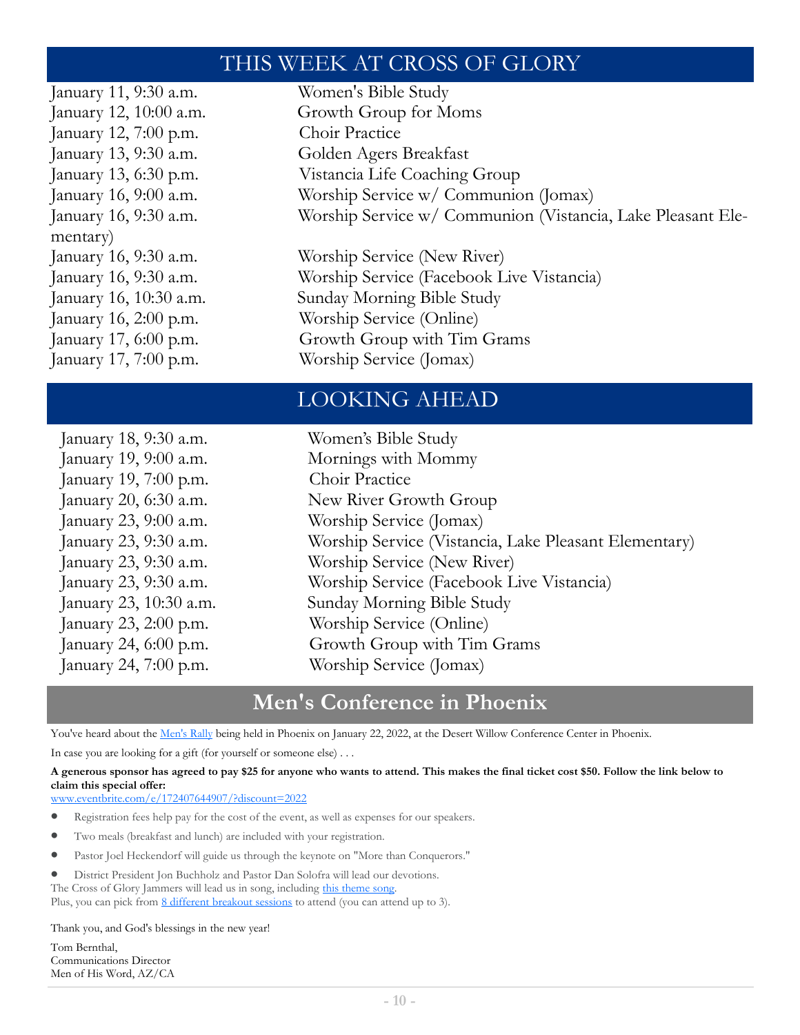## THIS WEEK AT CROSS OF GLORY

| | |
|---|---|
| January 11, 9:30 a.m. | Women's Bible Study |
| January 12, 10:00 a.m. | Growth Group for Moms |
| January 12, 7:00 p.m. | Choir Practice |
| January 13, 9:30 a.m. | Golden Agers Breakfast |
| January 13, 6:30 p.m. | Vistancia Life Coaching Group |
| January 16, 9:00 a.m. | Worship Service w/ Communion (Jomax) |
| January 16, 9:30 a.m. | Worship Service w/ Communion (Vistancia, Lake Pleasant Elementary) |
| January 16, 9:30 a.m. | Worship Service (New River) |
| January 16, 9:30 a.m. | Worship Service (Facebook Live Vistancia) |
| January 16, 10:30 a.m. | Sunday Morning Bible Study |
| January 16, 2:00 p.m. | Worship Service (Online) |
| January 17, 6:00 p.m. | Growth Group with Tim Grams |
| January 17, 7:00 p.m. | Worship Service (Jomax) |

## LOOKING AHEAD

| | |
|---|---|
| January 18, 9:30 a.m. | Women's Bible Study |
| January 19, 9:00 a.m. | Mornings with Mommy |
| January 19, 7:00 p.m. | Choir Practice |
| January 20, 6:30 a.m. | New River Growth Group |
| January 23, 9:00 a.m. | Worship Service (Jomax) |
| January 23, 9:30 a.m. | Worship Service (Vistancia, Lake Pleasant Elementary) |
| January 23, 9:30 a.m. | Worship Service (New River) |
| January 23, 9:30 a.m. | Worship Service (Facebook Live Vistancia) |
| January 23, 10:30 a.m. | Sunday Morning Bible Study |
| January 23, 2:00 p.m. | Worship Service (Online) |
| January 24, 6:00 p.m. | Growth Group with Tim Grams |
| January 24, 7:00 p.m. | Worship Service (Jomax) |

## Men's Conference in Phoenix

You've heard about the Men's Rally being held in Phoenix on January 22, 2022, at the Desert Willow Conference Center in Phoenix.

In case you are looking for a gift (for yourself or someone else) . . .

**A generous sponsor has agreed to pay $25 for anyone who wants to attend. This makes the final ticket cost $50. Follow the link below to claim this special offer:**
www.eventbrite.com/e/172407644907/?discount=2022

- Registration fees help pay for the cost of the event, as well as expenses for our speakers.
- Two meals (breakfast and lunch) are included with your registration.
- Pastor Joel Heckendorf will guide us through the keynote on "More than Conquerors."
- District President Jon Buchholz and Pastor Dan Solofra will lead our devotions.

The Cross of Glory Jammers will lead us in song, including this theme song.
Plus, you can pick from 8 different breakout sessions to attend (you can attend up to 3).

Thank you, and God's blessings in the new year!

Tom Bernthal,
Communications Director
Men of His Word, AZ/CA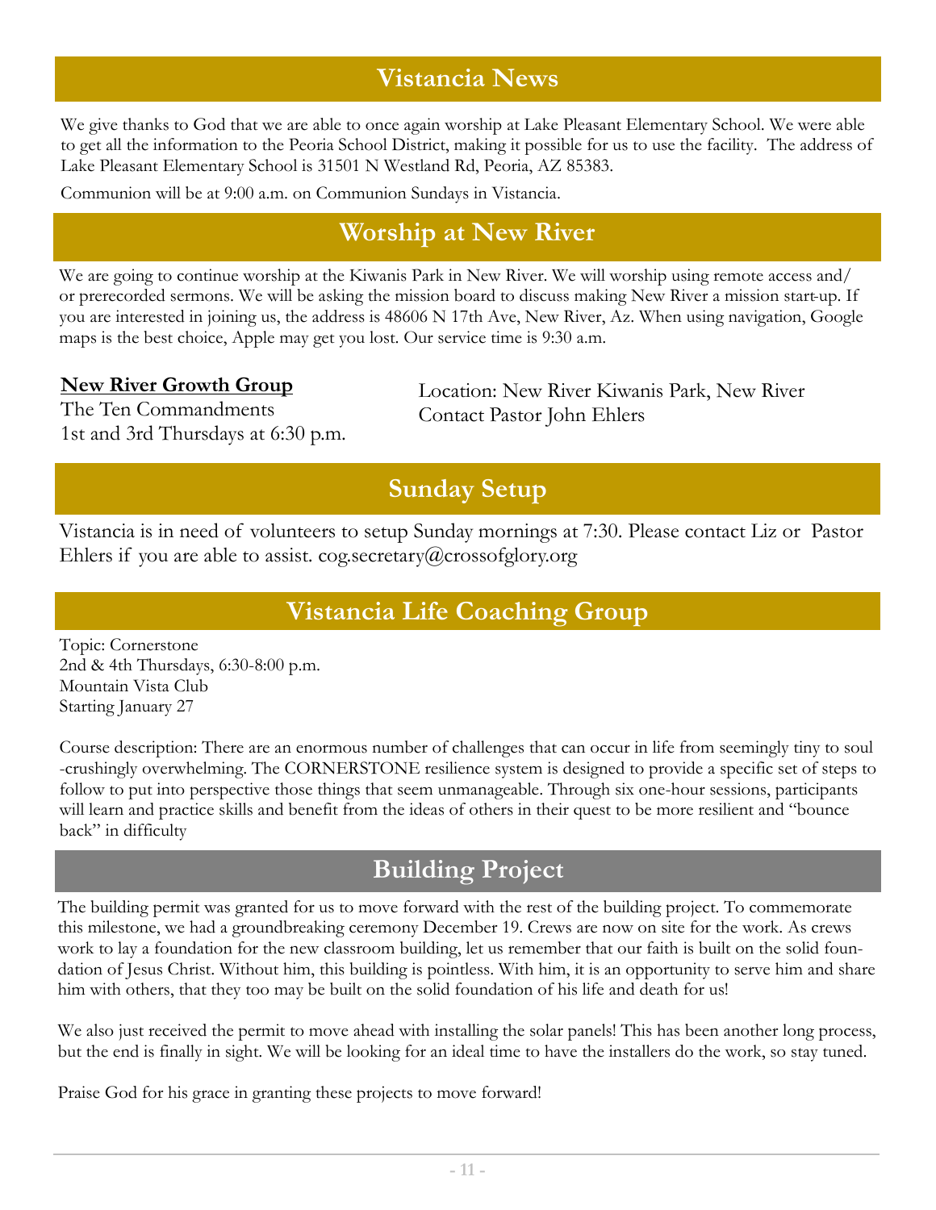## Vistancia News

We give thanks to God that we are able to once again worship at Lake Pleasant Elementary School. We were able to get all the information to the Peoria School District, making it possible for us to use the facility. The address of Lake Pleasant Elementary School is 31501 N Westland Rd, Peoria, AZ 85383.

Communion will be at 9:00 a.m. on Communion Sundays in Vistancia.

## Worship at New River

We are going to continue worship at the Kiwanis Park in New River. We will worship using remote access and/or prerecorded sermons. We will be asking the mission board to discuss making New River a mission start-up. If you are interested in joining us, the address is 48606 N 17th Ave, New River, Az. When using navigation, Google maps is the best choice, Apple may get you lost. Our service time is 9:30 a.m.

**New River Growth Group**
The Ten Commandments
1st and 3rd Thursdays at 6:30 p.m.

Location: New River Kiwanis Park, New River
Contact Pastor John Ehlers

## Sunday Setup

Vistancia is in need of volunteers to setup Sunday mornings at 7:30. Please contact Liz or Pastor Ehlers if you are able to assist. cog.secretary@crossofglory.org

## Vistancia Life Coaching Group

Topic: Cornerstone
2nd & 4th Thursdays, 6:30-8:00 p.m.
Mountain Vista Club
Starting January 27

Course description: There are an enormous number of challenges that can occur in life from seemingly tiny to soul-crushingly overwhelming. The CORNERSTONE resilience system is designed to provide a specific set of steps to follow to put into perspective those things that seem unmanageable. Through six one-hour sessions, participants will learn and practice skills and benefit from the ideas of others in their quest to be more resilient and "bounce back" in difficulty

## Building Project

The building permit was granted for us to move forward with the rest of the building project. To commemorate this milestone, we had a groundbreaking ceremony December 19. Crews are now on site for the work. As crews work to lay a foundation for the new classroom building, let us remember that our faith is built on the solid foundation of Jesus Christ. Without him, this building is pointless. With him, it is an opportunity to serve him and share him with others, that they too may be built on the solid foundation of his life and death for us!

We also just received the permit to move ahead with installing the solar panels! This has been another long process, but the end is finally in sight. We will be looking for an ideal time to have the installers do the work, so stay tuned.

Praise God for his grace in granting these projects to move forward!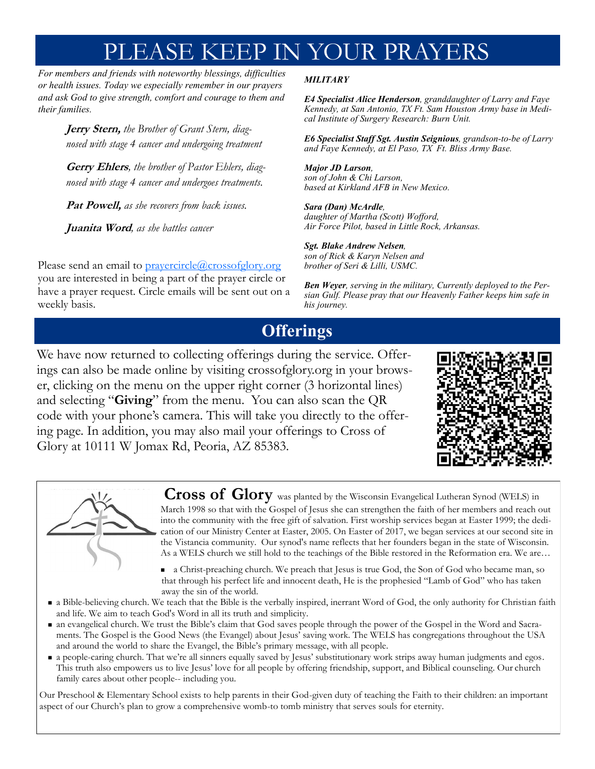# PLEASE KEEP IN YOUR PRAYERS

*For members and friends with noteworthy blessings, difficulties or health issues. Today we especially remember in our prayers and ask God to give strength, comfort and courage to them and their families.*

***Jerry Stern,*** *the Brother of Grant Stern, diagnosed with stage 4 cancer and undergoing treatment*

***Gerry Ehlers****, the brother of Pastor Ehlers, diagnosed with stage 4 cancer and undergoes treatments.*

***Pat Powell,*** *as she recovers from back issues.*

***Juanita Word****, as she battles cancer*

Please send an email to [prayercircle@crossofglory.org](mailto:prayercircle@crossofglory.org) you are interested in being a part of the prayer circle or have a prayer request. Circle emails will be sent out on a weekly basis.

***MILITARY***

***E4 Specialist Alice Henderson****, granddaughter of Larry and Faye Kennedy, at San Antonio, TX Ft. Sam Houston Army base in Medical Institute of Surgery Research: Burn Unit.*

***E6 Specialist Staff Sgt. Austin Seignious****, grandson-to-be of Larry and Faye Kennedy, at El Paso, TX Ft. Bliss Army Base.*

***Major JD Larson****,*
*son of John & Chi Larson,*
*based at Kirkland AFB in New Mexico.*

***Sara (Dan) McArdle****,*
*daughter of Martha (Scott) Wofford,*
*Air Force Pilot, based in Little Rock, Arkansas.*

***Sgt. Blake Andrew Nelsen****,*
*son of Rick & Karyn Nelsen and*
*brother of Seri & Lilli, USMC.*

***Ben Weyer****, serving in the military, Currently deployed to the Persian Gulf. Please pray that our Heavenly Father keeps him safe in his journey.*

## Offerings

We have now returned to collecting offerings during the service. Offerings can also be made online by visiting crossofglory.org in your browser, clicking on the menu on the upper right corner (3 horizontal lines) and selecting "**Giving**" from the menu. You can also scan the QR code with your phone's camera. This will take you directly to the offering page. In addition, you may also mail your offerings to Cross of Glory at 10111 W Jomax Rd, Peoria, AZ 85383.

**Cross of Glory** was planted by the Wisconsin Evangelical Lutheran Synod (WELS) in March 1998 so that with the Gospel of Jesus she can strengthen the faith of her members and reach out into the community with the free gift of salvation. First worship services began at Easter 1999; the dedication of our Ministry Center at Easter, 2005. On Easter of 2017, we began services at our second site in the Vistancia community. Our synod's name reflects that her founders began in the state of Wisconsin. As a WELS church we still hold to the teachings of the Bible restored in the Reformation era. We are…

- a Christ-preaching church. We preach that Jesus is true God, the Son of God who became man, so that through his perfect life and innocent death, He is the prophesied "Lamb of God" who has taken away the sin of the world.
- a Bible-believing church. We teach that the Bible is the verbally inspired, inerrant Word of God, the only authority for Christian faith and life. We aim to teach God's Word in all its truth and simplicity.
- an evangelical church. We trust the Bible's claim that God saves people through the power of the Gospel in the Word and Sacraments. The Gospel is the Good News (the Evangel) about Jesus' saving work. The WELS has congregations throughout the USA and around the world to share the Evangel, the Bible's primary message, with all people.
- a people-caring church. That we're all sinners equally saved by Jesus' substitutionary work strips away human judgments and egos. This truth also empowers us to live Jesus' love for all people by offering friendship, support, and Biblical counseling. Our church family cares about other people-- including you.

Our Preschool & Elementary School exists to help parents in their God-given duty of teaching the Faith to their children: an important aspect of our Church's plan to grow a comprehensive womb-to tomb ministry that serves souls for eternity.